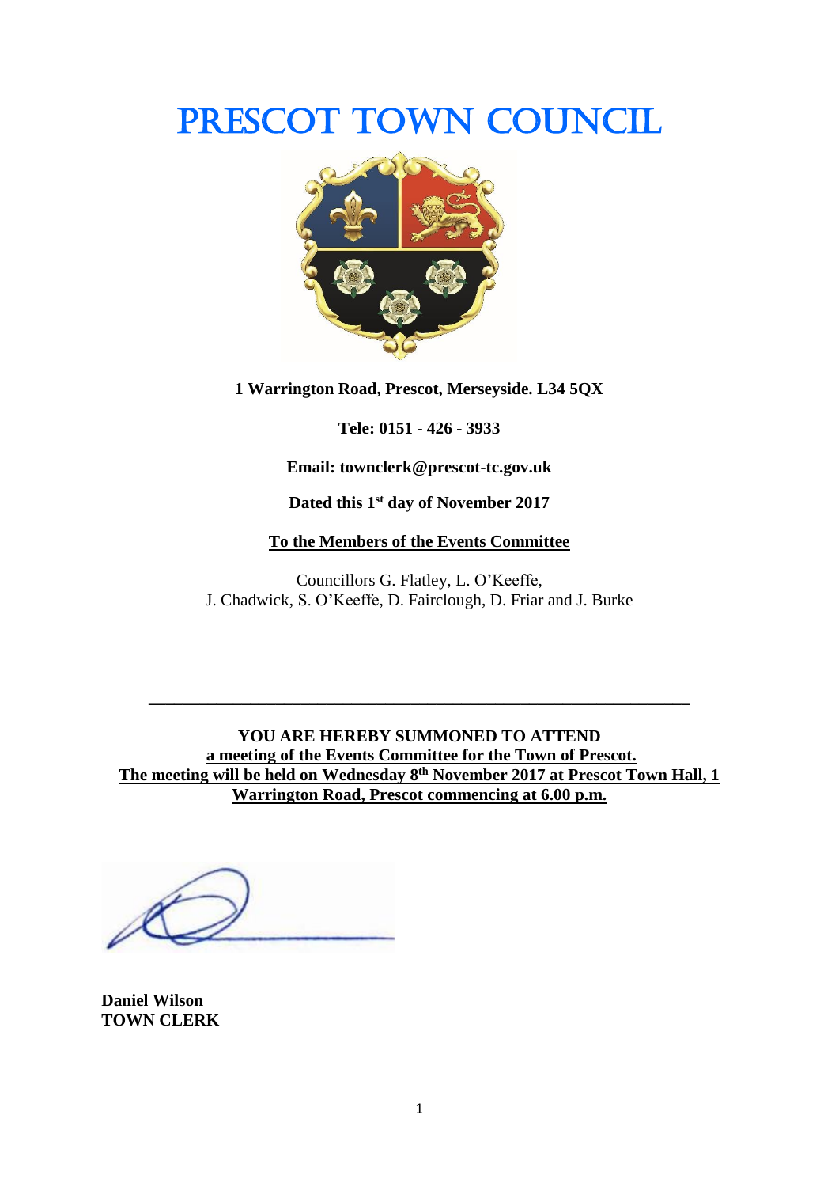# PRESCOT TOWN COUNCIL

**1 Warrington Road, Prescot, Merseyside. L34 5QX**

**Tele: 0151 - 426 - 3933**

**Email: townclerk@prescot-tc.gov.uk**

**Dated this 1st day of November 2017**

**To the Members of the Events Committee**

Councillors G. Flatley, L. O'Keeffe,
J. Chadwick, S. O'Keeffe, D. Fairclough, D. Friar and J. Burke

---

**YOU ARE HEREBY SUMMONED TO ATTEND**
**a meeting of the Events Committee for the Town of Prescot.**
**The meeting will be held on Wednesday 8th November 2017 at Prescot Town Hall, 1 Warrington Road, Prescot commencing at 6.00 p.m.**

**Daniel Wilson**
**TOWN CLERK**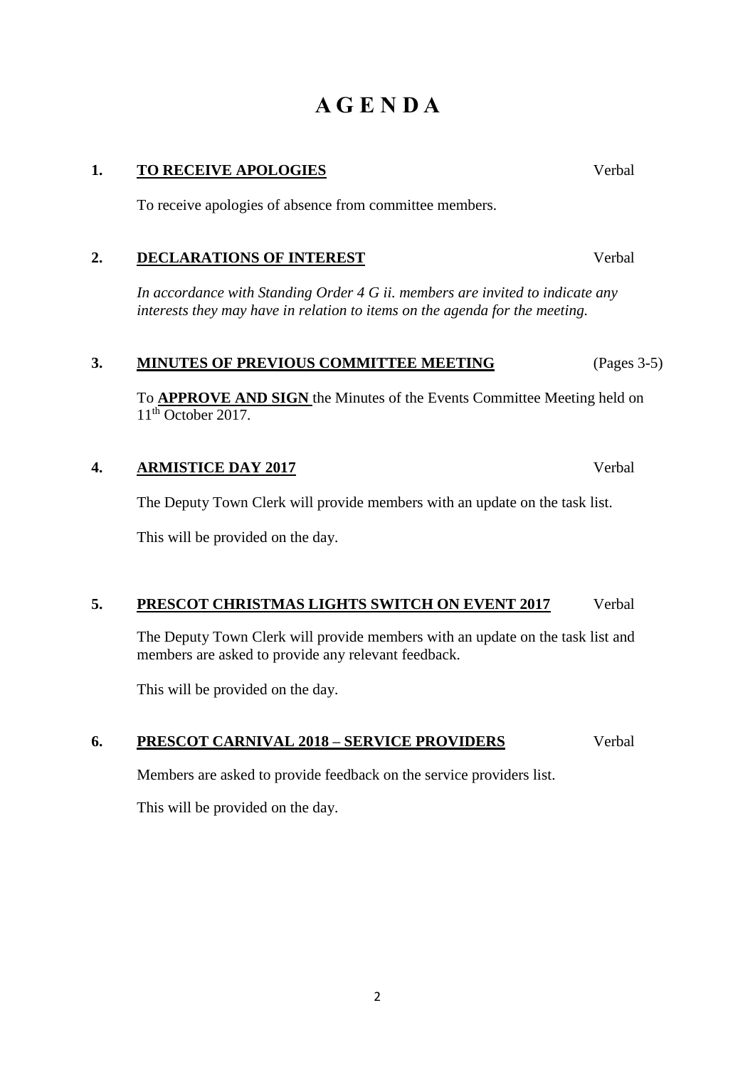# A G E N D A

## 1. TO RECEIVE APOLOGIES — Verbal

To receive apologies of absence from committee members.

## 2. DECLARATIONS OF INTEREST — Verbal

*In accordance with Standing Order 4 G ii. members are invited to indicate any interests they may have in relation to items on the agenda for the meeting.*

## 3. MINUTES OF PREVIOUS COMMITTEE MEETING — (Pages 3-5)

To **APPROVE AND SIGN** the Minutes of the Events Committee Meeting held on 11th October 2017.

## 4. ARMISTICE DAY 2017 — Verbal

The Deputy Town Clerk will provide members with an update on the task list.

This will be provided on the day.

## 5. PRESCOT CHRISTMAS LIGHTS SWITCH ON EVENT 2017 — Verbal

The Deputy Town Clerk will provide members with an update on the task list and members are asked to provide any relevant feedback.

This will be provided on the day.

## 6. PRESCOT CARNIVAL 2018 – SERVICE PROVIDERS — Verbal

Members are asked to provide feedback on the service providers list.

This will be provided on the day.